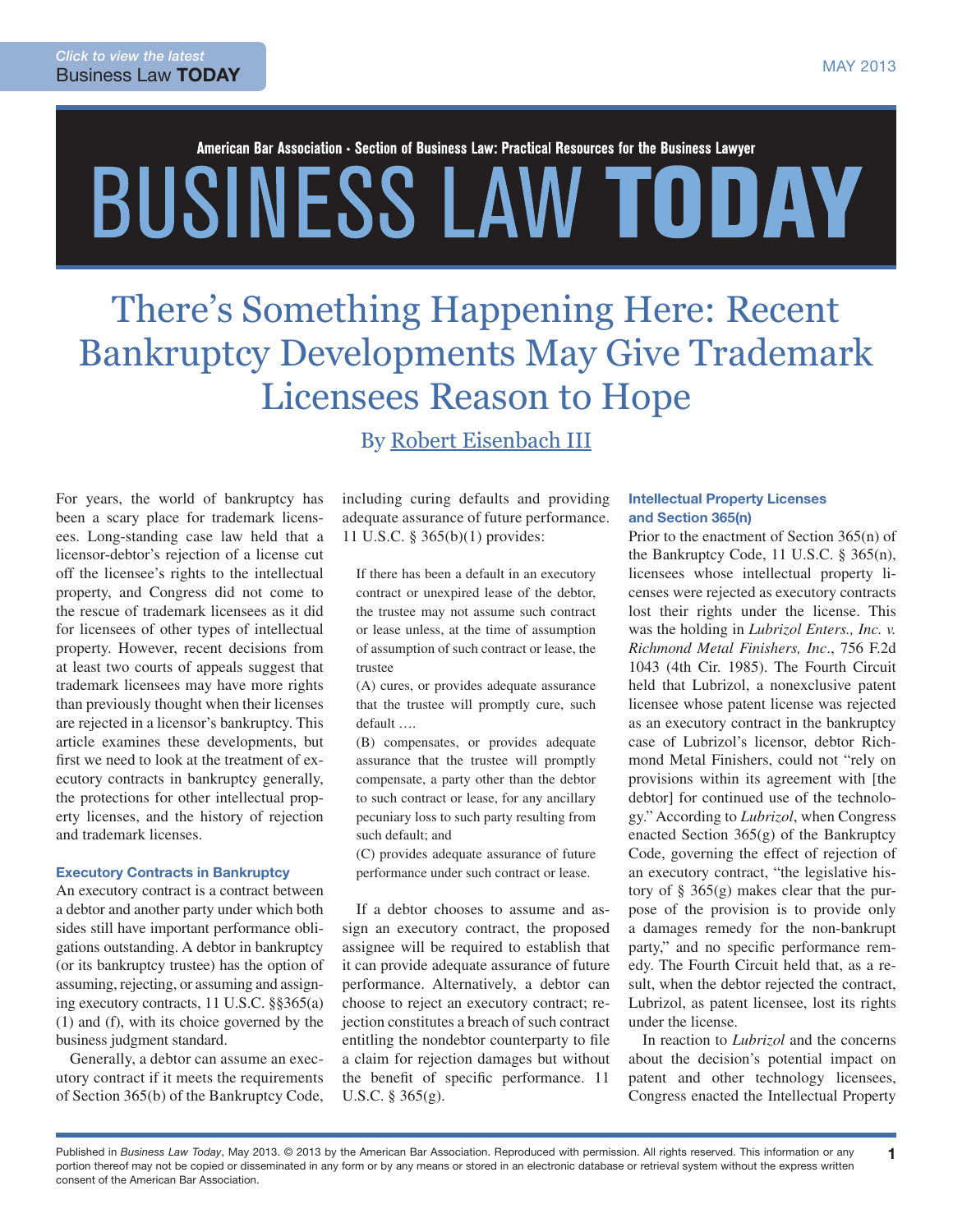# There's Something Happening Here: Recent Bankruptcy Developments May Give Trademark Licensees Reason to Hope

By Robert Eisenbach III

For years, the world of bankruptcy has been a scary place for trademark licensees. Long-standing case law held that a licensor-debtor's rejection of a license cut off the licensee's rights to the intellectual property, and Congress did not come to the rescue of trademark licensees as it did for licensees of other types of intellectual property. However, recent decisions from at least two courts of appeals suggest that trademark licensees may have more rights than previously thought when their licenses are rejected in a licensor's bankruptcy. This article examines these developments, but first we need to look at the treatment of executory contracts in bankruptcy generally, the protections for other intellectual property licenses, and the history of rejection and trademark licenses.

### Executory Contracts in Bankruptcy

An executory contract is a contract between a debtor and another party under which both sides still have important performance obligations outstanding. A debtor in bankruptcy (or its bankruptcy trustee) has the option of assuming, rejecting, or assuming and assigning executory contracts, 11 U.S.C. §§365(a)(1) and (f), with its choice governed by the business judgment standard.

Generally, a debtor can assume an executory contract if it meets the requirements of Section 365(b) of the Bankruptcy Code, including curing defaults and providing adequate assurance of future performance. 11 U.S.C. § 365(b)(1) provides:

> If there has been a default in an executory contract or unexpired lease of the debtor, the trustee may not assume such contract or lease unless, at the time of assumption of assumption of such contract or lease, the trustee
>
> (A) cures, or provides adequate assurance that the trustee will promptly cure, such default ….
>
> (B) compensates, or provides adequate assurance that the trustee will promptly compensate, a party other than the debtor to such contract or lease, for any ancillary pecuniary loss to such party resulting from such default; and
>
> (C) provides adequate assurance of future performance under such contract or lease.

If a debtor chooses to assume and assign an executory contract, the proposed assignee will be required to establish that it can provide adequate assurance of future performance. Alternatively, a debtor can choose to reject an executory contract; rejection constitutes a breach of such contract entitling the nondebtor counterparty to file a claim for rejection damages but without the benefit of specific performance. 11 U.S.C. § 365(g).

### Intellectual Property Licenses and Section 365(n)

Prior to the enactment of Section 365(n) of the Bankruptcy Code, 11 U.S.C. § 365(n), licensees whose intellectual property licenses were rejected as executory contracts lost their rights under the license. This was the holding in *Lubrizol Enters., Inc. v. Richmond Metal Finishers, Inc.*, 756 F.2d 1043 (4th Cir. 1985). The Fourth Circuit held that Lubrizol, a nonexclusive patent licensee whose patent license was rejected as an executory contract in the bankruptcy case of Lubrizol's licensor, debtor Richmond Metal Finishers, could not "rely on provisions within its agreement with [the debtor] for continued use of the technology." According to *Lubrizol*, when Congress enacted Section 365(g) of the Bankruptcy Code, governing the effect of rejection of an executory contract, "the legislative history of § 365(g) makes clear that the purpose of the provision is to provide only a damages remedy for the non-bankrupt party," and no specific performance remedy. The Fourth Circuit held that, as a result, when the debtor rejected the contract, Lubrizol, as patent licensee, lost its rights under the license.

In reaction to *Lubrizol* and the concerns about the decision's potential impact on patent and other technology licensees, Congress enacted the Intellectual Property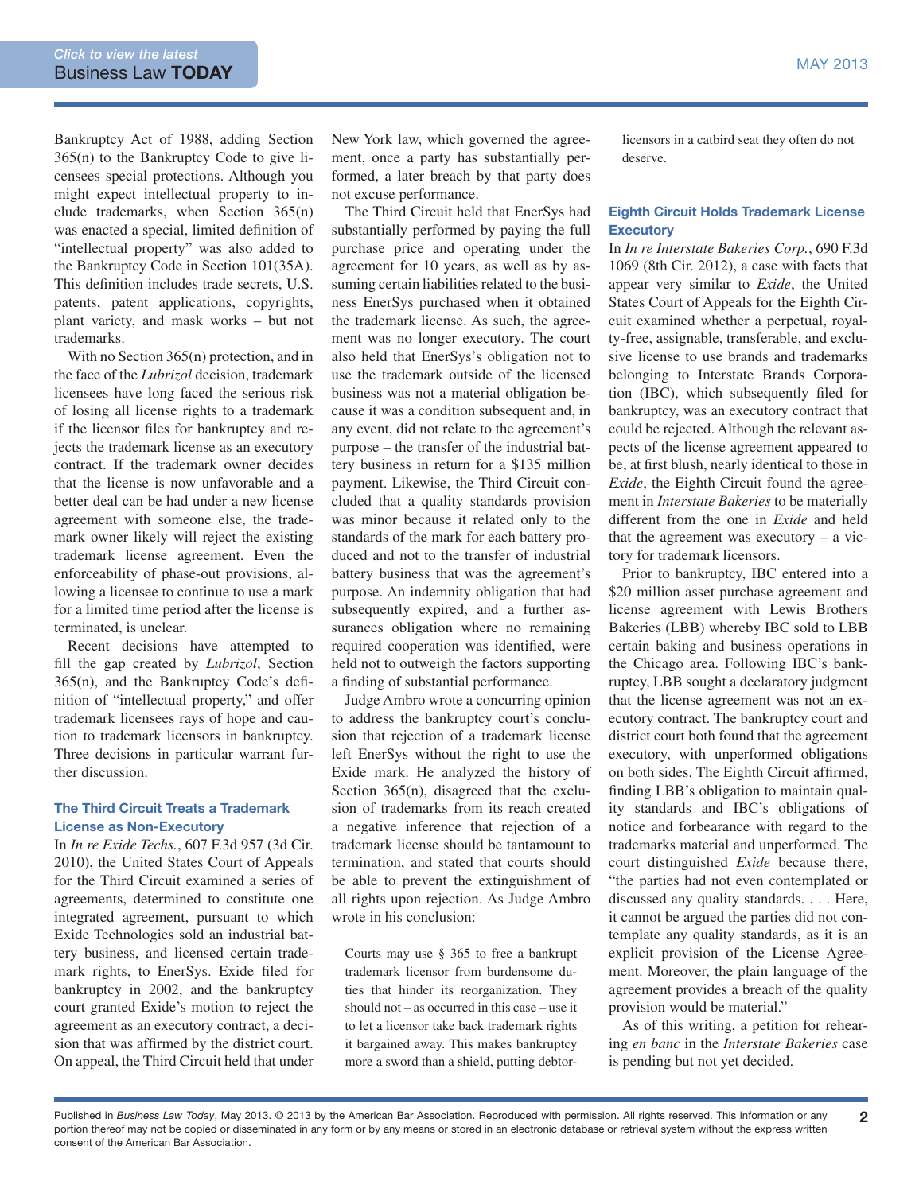Bankruptcy Act of 1988, adding Section 365(n) to the Bankruptcy Code to give licensees special protections. Although you might expect intellectual property to include trademarks, when Section 365(n) was enacted a special, limited definition of "intellectual property" was also added to the Bankruptcy Code in Section 101(35A). This definition includes trade secrets, U.S. patents, patent applications, copyrights, plant variety, and mask works – but not trademarks.

With no Section 365(n) protection, and in the face of the *Lubrizol* decision, trademark licensees have long faced the serious risk of losing all license rights to a trademark if the licensor files for bankruptcy and rejects the trademark license as an executory contract. If the trademark owner decides that the license is now unfavorable and a better deal can be had under a new license agreement with someone else, the trademark owner likely will reject the existing trademark license agreement. Even the enforceability of phase-out provisions, allowing a licensee to continue to use a mark for a limited time period after the license is terminated, is unclear.

Recent decisions have attempted to fill the gap created by *Lubrizol*, Section 365(n), and the Bankruptcy Code's definition of "intellectual property," and offer trademark licensees rays of hope and caution to trademark licensors in bankruptcy. Three decisions in particular warrant further discussion.

## The Third Circuit Treats a Trademark License as Non-Executory

In *In re Exide Techs.*, 607 F.3d 957 (3d Cir. 2010), the United States Court of Appeals for the Third Circuit examined a series of agreements, determined to constitute one integrated agreement, pursuant to which Exide Technologies sold an industrial battery business, and licensed certain trademark rights, to EnerSys. Exide filed for bankruptcy in 2002, and the bankruptcy court granted Exide's motion to reject the agreement as an executory contract, a decision that was affirmed by the district court. On appeal, the Third Circuit held that under New York law, which governed the agreement, once a party has substantially performed, a later breach by that party does not excuse performance.

The Third Circuit held that EnerSys had substantially performed by paying the full purchase price and operating under the agreement for 10 years, as well as by assuming certain liabilities related to the business EnerSys purchased when it obtained the trademark license. As such, the agreement was no longer executory. The court also held that EnerSys's obligation not to use the trademark outside of the licensed business was not a material obligation because it was a condition subsequent and, in any event, did not relate to the agreement's purpose – the transfer of the industrial battery business in return for a $135 million payment. Likewise, the Third Circuit concluded that a quality standards provision was minor because it related only to the standards of the mark for each battery produced and not to the transfer of industrial battery business that was the agreement's purpose. An indemnity obligation that had subsequently expired, and a further assurances obligation where no remaining required cooperation was identified, were held not to outweigh the factors supporting a finding of substantial performance.

Judge Ambro wrote a concurring opinion to address the bankruptcy court's conclusion that rejection of a trademark license left EnerSys without the right to use the Exide mark. He analyzed the history of Section 365(n), disagreed that the exclusion of trademarks from its reach created a negative inference that rejection of a trademark license should be tantamount to termination, and stated that courts should be able to prevent the extinguishment of all rights upon rejection. As Judge Ambro wrote in his conclusion:

> Courts may use § 365 to free a bankrupt trademark licensor from burdensome duties that hinder its reorganization. They should not – as occurred in this case – use it to let a licensor take back trademark rights it bargained away. This makes bankruptcy more a sword than a shield, putting debtor-licensors in a catbird seat they often do not deserve.

## Eighth Circuit Holds Trademark License Executory

In *In re Interstate Bakeries Corp.*, 690 F.3d 1069 (8th Cir. 2012), a case with facts that appear very similar to *Exide*, the United States Court of Appeals for the Eighth Circuit examined whether a perpetual, royalty-free, assignable, transferable, and exclusive license to use brands and trademarks belonging to Interstate Brands Corporation (IBC), which subsequently filed for bankruptcy, was an executory contract that could be rejected. Although the relevant aspects of the license agreement appeared to be, at first blush, nearly identical to those in *Exide*, the Eighth Circuit found the agreement in *Interstate Bakeries* to be materially different from the one in *Exide* and held that the agreement was executory – a victory for trademark licensors.

Prior to bankruptcy, IBC entered into a $20 million asset purchase agreement and license agreement with Lewis Brothers Bakeries (LBB) whereby IBC sold to LBB certain baking and business operations in the Chicago area. Following IBC's bankruptcy, LBB sought a declaratory judgment that the license agreement was not an executory contract. The bankruptcy court and district court both found that the agreement executory, with unperformed obligations on both sides. The Eighth Circuit affirmed, finding LBB's obligation to maintain quality standards and IBC's obligations of notice and forbearance with regard to the trademarks material and unperformed. The court distinguished *Exide* because there, "the parties had not even contemplated or discussed any quality standards. . . . Here, it cannot be argued the parties did not contemplate any quality standards, as it is an explicit provision of the License Agreement. Moreover, the plain language of the agreement provides a breach of the quality provision would be material."

As of this writing, a petition for rehearing *en banc* in the *Interstate Bakeries* case is pending but not yet decided.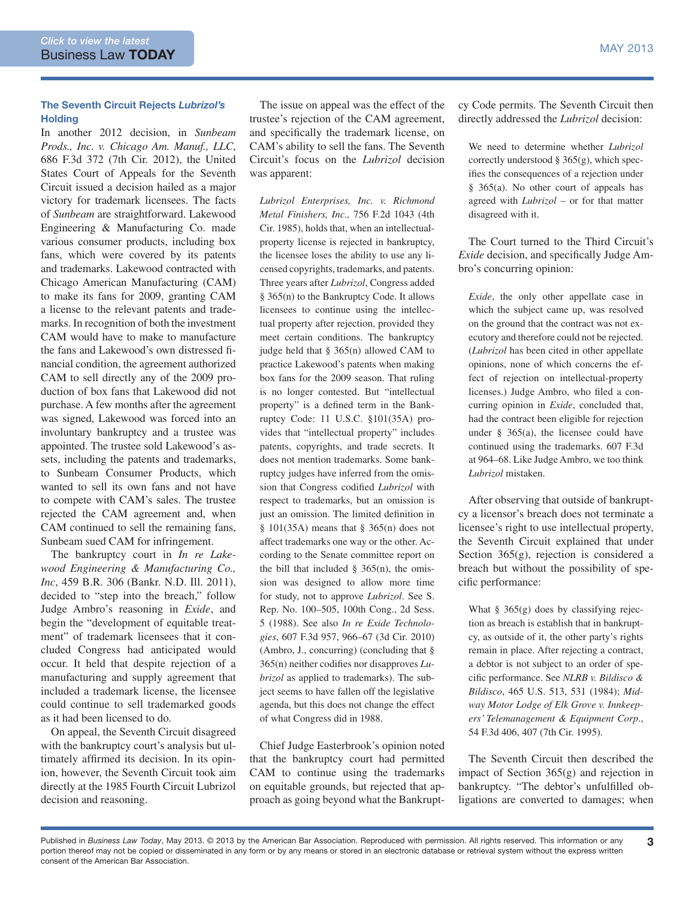### The Seventh Circuit Rejects *Lubrizol's* Holding

In another 2012 decision, in *Sunbeam Prods., Inc. v. Chicago Am. Manuf., LLC*, 686 F.3d 372 (7th Cir. 2012), the United States Court of Appeals for the Seventh Circuit issued a decision hailed as a major victory for trademark licensees. The facts of *Sunbeam* are straightforward. Lakewood Engineering & Manufacturing Co. made various consumer products, including box fans, which were covered by its patents and trademarks. Lakewood contracted with Chicago American Manufacturing (CAM) to make its fans for 2009, granting CAM a license to the relevant patents and trademarks. In recognition of both the investment CAM would have to make to manufacture the fans and Lakewood's own distressed financial condition, the agreement authorized CAM to sell directly any of the 2009 production of box fans that Lakewood did not purchase. A few months after the agreement was signed, Lakewood was forced into an involuntary bankruptcy and a trustee was appointed. The trustee sold Lakewood's assets, including the patents and trademarks, to Sunbeam Consumer Products, which wanted to sell its own fans and not have to compete with CAM's sales. The trustee rejected the CAM agreement and, when CAM continued to sell the remaining fans, Sunbeam sued CAM for infringement.

The bankruptcy court in *In re Lakewood Engineering & Manufacturing Co., Inc*, 459 B.R. 306 (Bankr. N.D. Ill. 2011), decided to "step into the breach," follow Judge Ambro's reasoning in *Exide*, and begin the "development of equitable treatment" of trademark licensees that it concluded Congress had anticipated would occur. It held that despite rejection of a manufacturing and supply agreement that included a trademark license, the licensee could continue to sell trademarked goods as it had been licensed to do.

On appeal, the Seventh Circuit disagreed with the bankruptcy court's analysis but ultimately affirmed its decision. In its opinion, however, the Seventh Circuit took aim directly at the 1985 Fourth Circuit Lubrizol decision and reasoning.

The issue on appeal was the effect of the trustee's rejection of the CAM agreement, and specifically the trademark license, on CAM's ability to sell the fans. The Seventh Circuit's focus on the *Lubrizol* decision was apparent:

> *Lubrizol Enterprises, Inc. v. Richmond Metal Finishers, Inc.,* 756 F.2d 1043 (4th Cir. 1985), holds that, when an intellectual-property license is rejected in bankruptcy, the licensee loses the ability to use any licensed copyrights, trademarks, and patents. Three years after *Lubrizol*, Congress added § 365(n) to the Bankruptcy Code. It allows licensees to continue using the intellectual property after rejection, provided they meet certain conditions. The bankruptcy judge held that § 365(n) allowed CAM to practice Lakewood's patents when making box fans for the 2009 season. That ruling is no longer contested. But "intellectual property" is a defined term in the Bankruptcy Code: 11 U.S.C. §101(35A) provides that "intellectual property" includes patents, copyrights, and trade secrets. It does not mention trademarks. Some bankruptcy judges have inferred from the omission that Congress codified *Lubrizol* with respect to trademarks, but an omission is just an omission. The limited definition in § 101(35A) means that § 365(n) does not affect trademarks one way or the other. According to the Senate committee report on the bill that included § 365(n), the omission was designed to allow more time for study, not to approve *Lubrizol*. See S. Rep. No. 100–505, 100th Cong., 2d Sess. 5 (1988). See also *In re Exide Technologies*, 607 F.3d 957, 966–67 (3d Cir. 2010) (Ambro, J., concurring) (concluding that § 365(n) neither codifies nor disapproves *Lubrizol* as applied to trademarks). The subject seems to have fallen off the legislative agenda, but this does not change the effect of what Congress did in 1988.

Chief Judge Easterbrook's opinion noted that the bankruptcy court had permitted CAM to continue using the trademarks on equitable grounds, but rejected that approach as going beyond what the Bankruptcy Code permits. The Seventh Circuit then directly addressed the *Lubrizol* decision:

> We need to determine whether *Lubrizol* correctly understood § 365(g), which specifies the consequences of a rejection under § 365(a). No other court of appeals has agreed with *Lubrizol* – or for that matter disagreed with it.

The Court turned to the Third Circuit's *Exide* decision, and specifically Judge Ambro's concurring opinion:

> *Exide*, the only other appellate case in which the subject came up, was resolved on the ground that the contract was not executory and therefore could not be rejected. (*Lubrizol* has been cited in other appellate opinions, none of which concerns the effect of rejection on intellectual-property licenses.) Judge Ambro, who filed a concurring opinion in *Exide*, concluded that, had the contract been eligible for rejection under § 365(a), the licensee could have continued using the trademarks. 607 F.3d at 964–68. Like Judge Ambro, we too think *Lubrizol* mistaken.

After observing that outside of bankruptcy a licensor's breach does not terminate a licensee's right to use intellectual property, the Seventh Circuit explained that under Section 365(g), rejection is considered a breach but without the possibility of specific performance:

> What § 365(g) does by classifying rejection as breach is establish that in bankruptcy, as outside of it, the other party's rights remain in place. After rejecting a contract, a debtor is not subject to an order of specific performance. See *NLRB v. Bildisco & Bildisco*, 465 U.S. 513, 531 (1984); *Midway Motor Lodge of Elk Grove v. Innkeepers' Telemanagement & Equipment Corp*., 54 F.3d 406, 407 (7th Cir. 1995).

The Seventh Circuit then described the impact of Section 365(g) and rejection in bankruptcy. "The debtor's unfulfilled obligations are converted to damages; when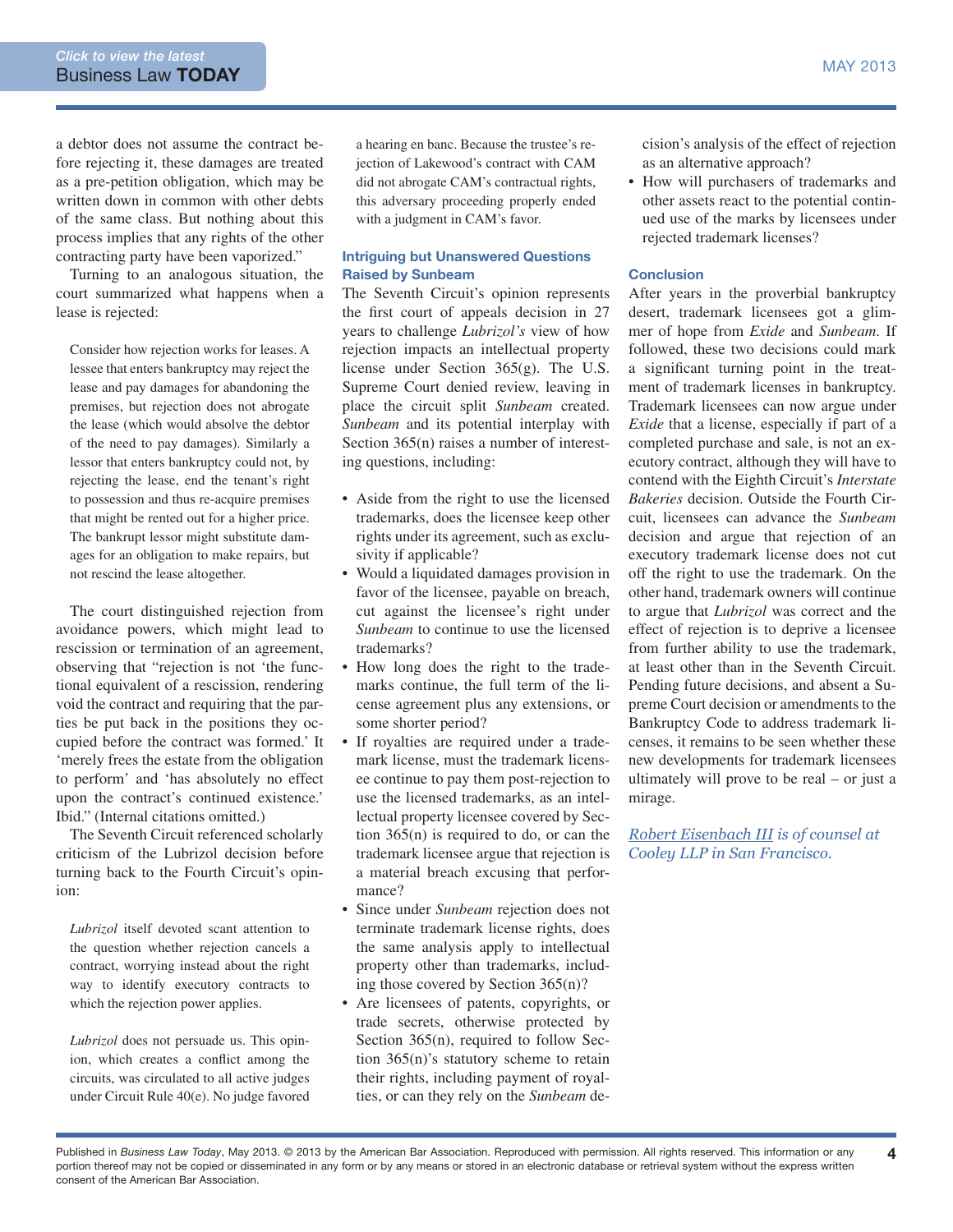a debtor does not assume the contract before rejecting it, these damages are treated as a pre-petition obligation, which may be written down in common with other debts of the same class. But nothing about this process implies that any rights of the other contracting party have been vaporized."

Turning to an analogous situation, the court summarized what happens when a lease is rejected:

> Consider how rejection works for leases. A lessee that enters bankruptcy may reject the lease and pay damages for abandoning the premises, but rejection does not abrogate the lease (which would absolve the debtor of the need to pay damages). Similarly a lessor that enters bankruptcy could not, by rejecting the lease, end the tenant's right to possession and thus re-acquire premises that might be rented out for a higher price. The bankrupt lessor might substitute damages for an obligation to make repairs, but not rescind the lease altogether.

The court distinguished rejection from avoidance powers, which might lead to rescission or termination of an agreement, observing that "rejection is not 'the functional equivalent of a rescission, rendering void the contract and requiring that the parties be put back in the positions they occupied before the contract was formed.' It 'merely frees the estate from the obligation to perform' and 'has absolutely no effect upon the contract's continued existence.' Ibid." (Internal citations omitted.)

The Seventh Circuit referenced scholarly criticism of the Lubrizol decision before turning back to the Fourth Circuit's opinion:

> *Lubrizol* itself devoted scant attention to the question whether rejection cancels a contract, worrying instead about the right way to identify executory contracts to which the rejection power applies.
>
> *Lubrizol* does not persuade us. This opinion, which creates a conflict among the circuits, was circulated to all active judges under Circuit Rule 40(e). No judge favored a hearing en banc. Because the trustee's rejection of Lakewood's contract with CAM did not abrogate CAM's contractual rights, this adversary proceeding properly ended with a judgment in CAM's favor.

### Intriguing but Unanswered Questions Raised by Sunbeam

The Seventh Circuit's opinion represents the first court of appeals decision in 27 years to challenge *Lubrizol's* view of how rejection impacts an intellectual property license under Section 365(g). The U.S. Supreme Court denied review, leaving in place the circuit split *Sunbeam* created. *Sunbeam* and its potential interplay with Section 365(n) raises a number of interesting questions, including:

- Aside from the right to use the licensed trademarks, does the licensee keep other rights under its agreement, such as exclusivity if applicable?
- Would a liquidated damages provision in favor of the licensee, payable on breach, cut against the licensee's right under *Sunbeam* to continue to use the licensed trademarks?
- How long does the right to the trademarks continue, the full term of the license agreement plus any extensions, or some shorter period?
- If royalties are required under a trademark license, must the trademark licensee continue to pay them post-rejection to use the licensed trademarks, as an intellectual property licensee covered by Section 365(n) is required to do, or can the trademark licensee argue that rejection is a material breach excusing that performance?
- Since under *Sunbeam* rejection does not terminate trademark license rights, does the same analysis apply to intellectual property other than trademarks, including those covered by Section 365(n)?
- Are licensees of patents, copyrights, or trade secrets, otherwise protected by Section 365(n), required to follow Section 365(n)'s statutory scheme to retain their rights, including payment of royalties, or can they rely on the *Sunbeam* decision's analysis of the effect of rejection as an alternative approach?
- How will purchasers of trademarks and other assets react to the potential continued use of the marks by licensees under rejected trademark licenses?

### Conclusion

After years in the proverbial bankruptcy desert, trademark licensees got a glimmer of hope from *Exide* and *Sunbeam*. If followed, these two decisions could mark a significant turning point in the treatment of trademark licenses in bankruptcy. Trademark licensees can now argue under *Exide* that a license, especially if part of a completed purchase and sale, is not an executory contract, although they will have to contend with the Eighth Circuit's *Interstate Bakeries* decision. Outside the Fourth Circuit, licensees can advance the *Sunbeam* decision and argue that rejection of an executory trademark license does not cut off the right to use the trademark. On the other hand, trademark owners will continue to argue that *Lubrizol* was correct and the effect of rejection is to deprive a licensee from further ability to use the trademark, at least other than in the Seventh Circuit. Pending future decisions, and absent a Supreme Court decision or amendments to the Bankruptcy Code to address trademark licenses, it remains to be seen whether these new developments for trademark licensees ultimately will prove to be real – or just a mirage.

*Robert Eisenbach III is of counsel at Cooley LLP in San Francisco.*